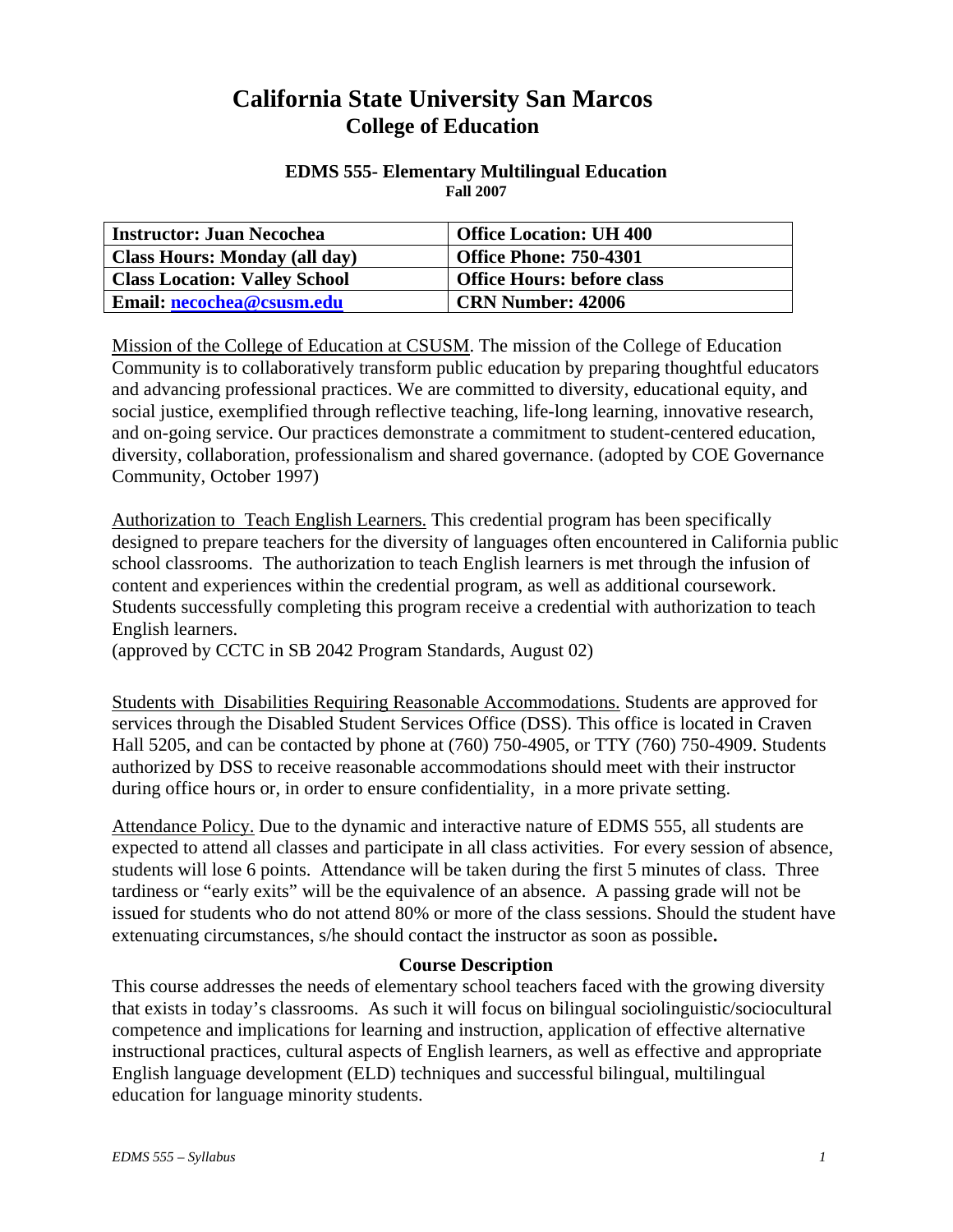# California State University San Marcos
## College of Education

### EDMS 555- Elementary Multilingual Education
**Fall 2007**

| Instructor: Juan Necochea | Office Location: UH 400 |
|---|---|
| Class Hours: Monday (all day) | Office Phone: 750-4301 |
| Class Location: Valley School | Office Hours: before class |
| Email: necochea@csusm.edu | CRN Number: 42006 |

Mission of the College of Education at CSUSM. The mission of the College of Education Community is to collaboratively transform public education by preparing thoughtful educators and advancing professional practices. We are committed to diversity, educational equity, and social justice, exemplified through reflective teaching, life-long learning, innovative research, and on-going service. Our practices demonstrate a commitment to student-centered education, diversity, collaboration, professionalism and shared governance. (adopted by COE Governance Community, October 1997)

Authorization to Teach English Learners. This credential program has been specifically designed to prepare teachers for the diversity of languages often encountered in California public school classrooms. The authorization to teach English learners is met through the infusion of content and experiences within the credential program, as well as additional coursework. Students successfully completing this program receive a credential with authorization to teach English learners.
(approved by CCTC in SB 2042 Program Standards, August 02)

Students with Disabilities Requiring Reasonable Accommodations. Students are approved for services through the Disabled Student Services Office (DSS). This office is located in Craven Hall 5205, and can be contacted by phone at (760) 750-4905, or TTY (760) 750-4909. Students authorized by DSS to receive reasonable accommodations should meet with their instructor during office hours or, in order to ensure confidentiality, in a more private setting.

Attendance Policy. Due to the dynamic and interactive nature of EDMS 555, all students are expected to attend all classes and participate in all class activities. For every session of absence, students will lose 6 points. Attendance will be taken during the first 5 minutes of class. Three tardiness or "early exits" will be the equivalence of an absence. A passing grade will not be issued for students who do not attend 80% or more of the class sessions. Should the student have extenuating circumstances, s/he should contact the instructor as soon as possible**.**

### Course Description

This course addresses the needs of elementary school teachers faced with the growing diversity that exists in today's classrooms. As such it will focus on bilingual sociolinguistic/sociocultural competence and implications for learning and instruction, application of effective alternative instructional practices, cultural aspects of English learners, as well as effective and appropriate English language development (ELD) techniques and successful bilingual, multilingual education for language minority students.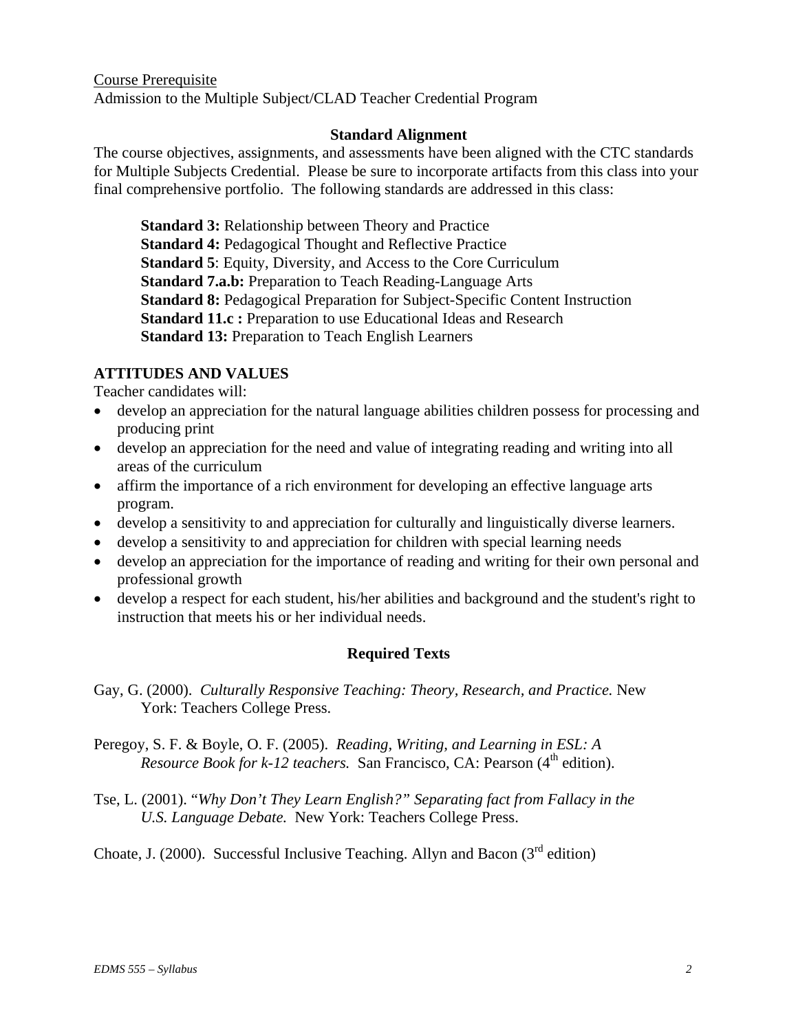Course Prerequisite
Admission to the Multiple Subject/CLAD Teacher Credential Program

## Standard Alignment

The course objectives, assignments, and assessments have been aligned with the CTC standards for Multiple Subjects Credential. Please be sure to incorporate artifacts from this class into your final comprehensive portfolio. The following standards are addressed in this class:

**Standard 3:** Relationship between Theory and Practice
**Standard 4:** Pedagogical Thought and Reflective Practice
**Standard 5**: Equity, Diversity, and Access to the Core Curriculum
**Standard 7.a.b:** Preparation to Teach Reading-Language Arts
**Standard 8:** Pedagogical Preparation for Subject-Specific Content Instruction
**Standard 11.c :** Preparation to use Educational Ideas and Research
**Standard 13:** Preparation to Teach English Learners

## ATTITUDES AND VALUES

Teacher candidates will:

- develop an appreciation for the natural language abilities children possess for processing and producing print
- develop an appreciation for the need and value of integrating reading and writing into all areas of the curriculum
- affirm the importance of a rich environment for developing an effective language arts program.
- develop a sensitivity to and appreciation for culturally and linguistically diverse learners.
- develop a sensitivity to and appreciation for children with special learning needs
- develop an appreciation for the importance of reading and writing for their own personal and professional growth
- develop a respect for each student, his/her abilities and background and the student's right to instruction that meets his or her individual needs.

## Required Texts

Gay, G. (2000). *Culturally Responsive Teaching: Theory, Research, and Practice.* New York: Teachers College Press.

Peregoy, S. F. & Boyle, O. F. (2005). *Reading, Writing, and Learning in ESL: A Resource Book for k-12 teachers.* San Francisco, CA: Pearson (4th edition).

Tse, L. (2001). "*Why Don't They Learn English?*" *Separating fact from Fallacy in the U.S. Language Debate.* New York: Teachers College Press.

Choate, J. (2000). Successful Inclusive Teaching. Allyn and Bacon (3rd edition)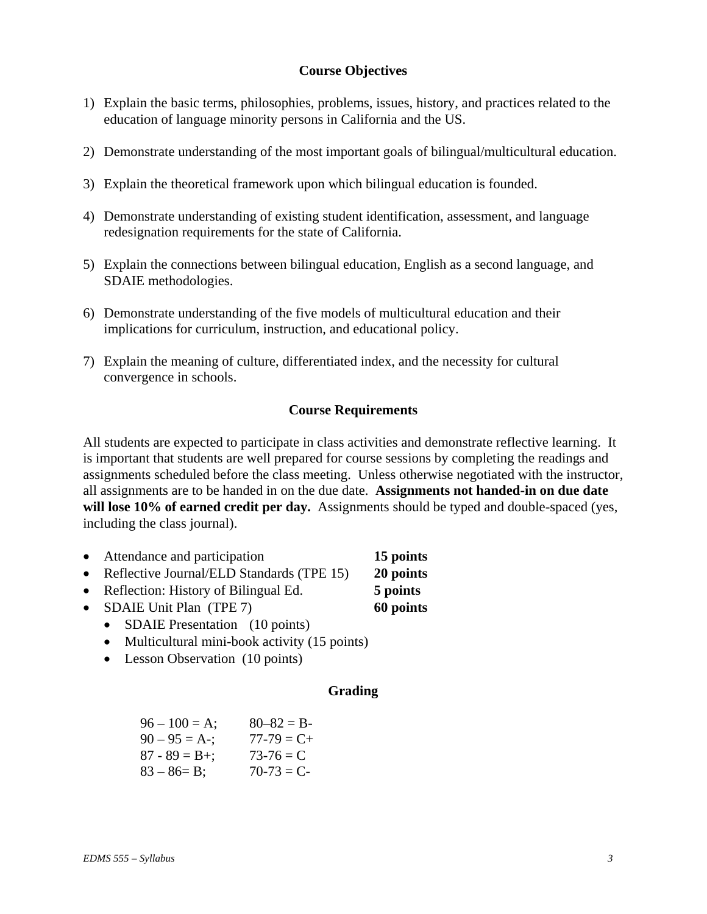## Course Objectives

1) Explain the basic terms, philosophies, problems, issues, history, and practices related to the education of language minority persons in California and the US.

2) Demonstrate understanding of the most important goals of bilingual/multicultural education.

3) Explain the theoretical framework upon which bilingual education is founded.

4) Demonstrate understanding of existing student identification, assessment, and language redesignation requirements for the state of California.

5) Explain the connections between bilingual education, English as a second language, and SDAIE methodologies.

6) Demonstrate understanding of the five models of multicultural education and their implications for curriculum, instruction, and educational policy.

7) Explain the meaning of culture, differentiated index, and the necessity for cultural convergence in schools.

## Course Requirements

All students are expected to participate in class activities and demonstrate reflective learning. It is important that students are well prepared for course sessions by completing the readings and assignments scheduled before the class meeting. Unless otherwise negotiated with the instructor, all assignments are to be handed in on the due date. **Assignments not handed-in on due date will lose 10% of earned credit per day.** Assignments should be typed and double-spaced (yes, including the class journal).

- Attendance and participation **15 points**
- Reflective Journal/ELD Standards (TPE 15) **20 points**
- Reflection: History of Bilingual Ed. **5 points**
- SDAIE Unit Plan (TPE 7) **60 points**
  - SDAIE Presentation (10 points)
  - Multicultural mini-book activity (15 points)
  - Lesson Observation (10 points)

## Grading

| | |
|---|---|
| 96 – 100 = A; | 80–82 = B- |
| 90 – 95 = A-; | 77-79 = C+ |
| 87 - 89 = B+; | 73-76 = C |
| 83 – 86= B; | 70-73 = C- |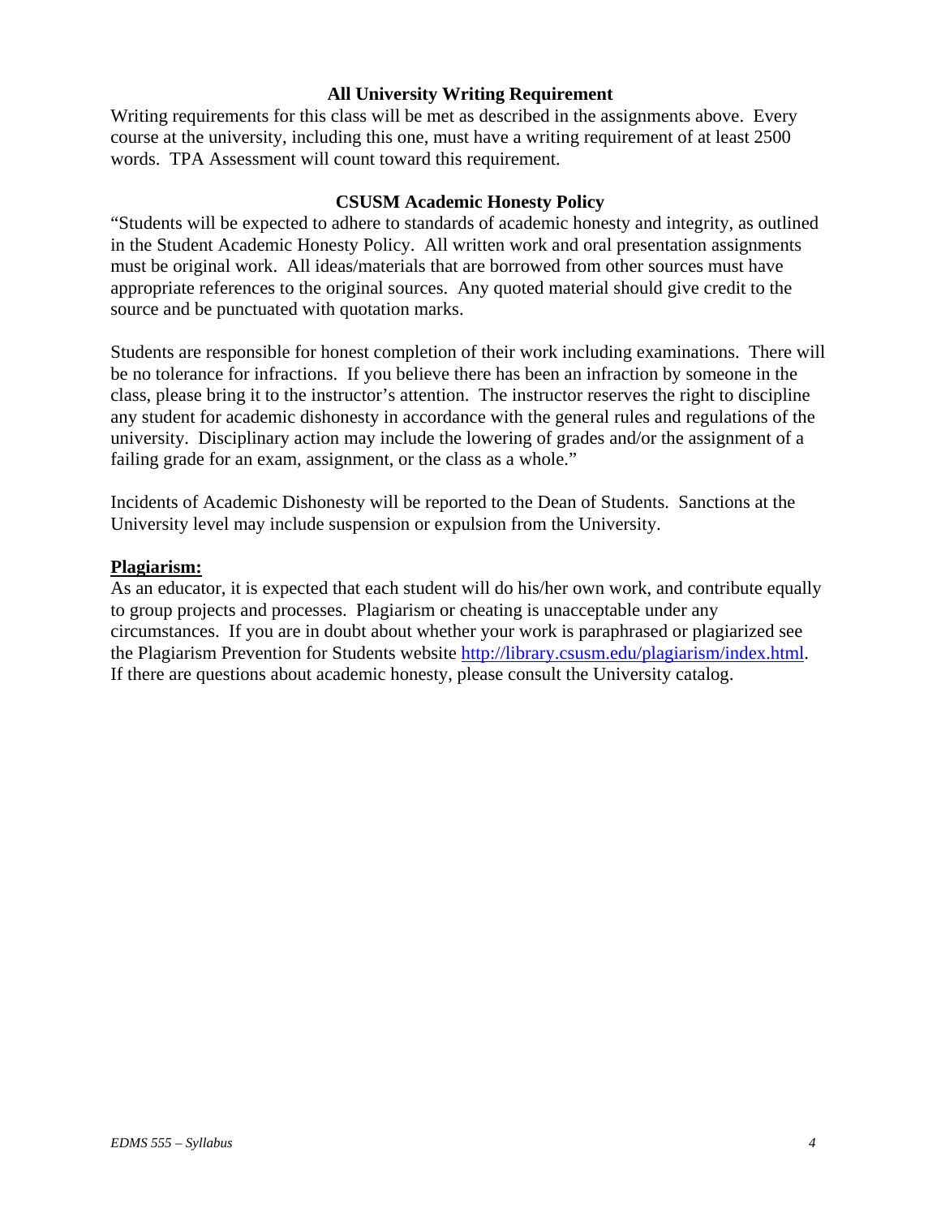## All University Writing Requirement

Writing requirements for this class will be met as described in the assignments above. Every course at the university, including this one, must have a writing requirement of at least 2500 words. TPA Assessment will count toward this requirement.

## CSUSM Academic Honesty Policy

"Students will be expected to adhere to standards of academic honesty and integrity, as outlined in the Student Academic Honesty Policy. All written work and oral presentation assignments must be original work. All ideas/materials that are borrowed from other sources must have appropriate references to the original sources. Any quoted material should give credit to the source and be punctuated with quotation marks.

Students are responsible for honest completion of their work including examinations. There will be no tolerance for infractions. If you believe there has been an infraction by someone in the class, please bring it to the instructor's attention. The instructor reserves the right to discipline any student for academic dishonesty in accordance with the general rules and regulations of the university. Disciplinary action may include the lowering of grades and/or the assignment of a failing grade for an exam, assignment, or the class as a whole."

Incidents of Academic Dishonesty will be reported to the Dean of Students. Sanctions at the University level may include suspension or expulsion from the University.

**Plagiarism:**

As an educator, it is expected that each student will do his/her own work, and contribute equally to group projects and processes. Plagiarism or cheating is unacceptable under any circumstances. If you are in doubt about whether your work is paraphrased or plagiarized see the Plagiarism Prevention for Students website http://library.csusm.edu/plagiarism/index.html. If there are questions about academic honesty, please consult the University catalog.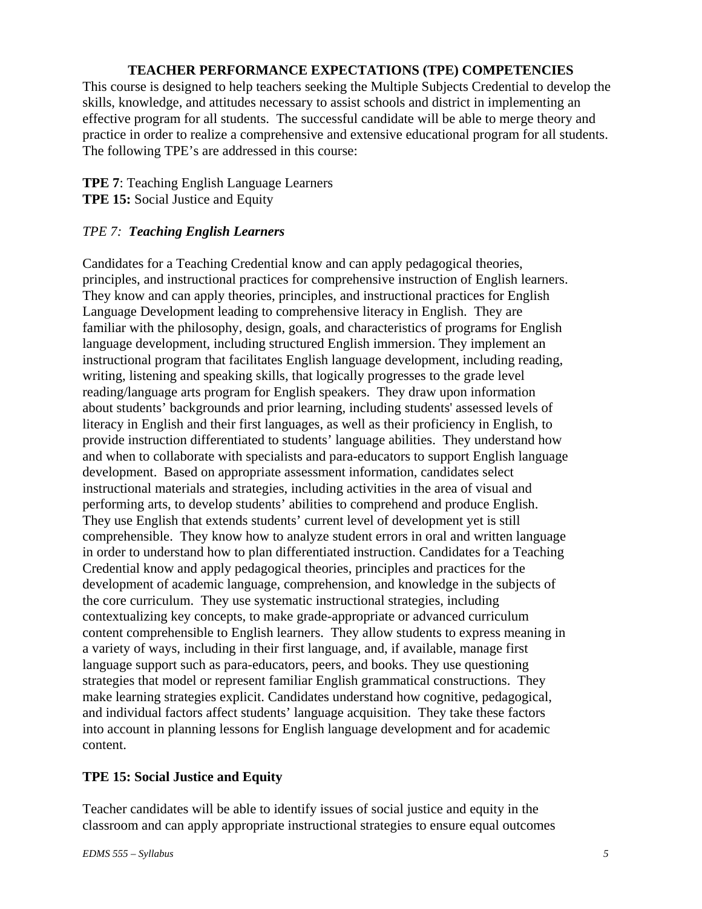## TEACHER PERFORMANCE EXPECTATIONS (TPE) COMPETENCIES

This course is designed to help teachers seeking the Multiple Subjects Credential to develop the skills, knowledge, and attitudes necessary to assist schools and district in implementing an effective program for all students. The successful candidate will be able to merge theory and practice in order to realize a comprehensive and extensive educational program for all students. The following TPE's are addressed in this course:

**TPE 7**: Teaching English Language Learners
**TPE 15:** Social Justice and Equity

### *TPE 7: **Teaching English Learners***

Candidates for a Teaching Credential know and can apply pedagogical theories, principles, and instructional practices for comprehensive instruction of English learners. They know and can apply theories, principles, and instructional practices for English Language Development leading to comprehensive literacy in English. They are familiar with the philosophy, design, goals, and characteristics of programs for English language development, including structured English immersion. They implement an instructional program that facilitates English language development, including reading, writing, listening and speaking skills, that logically progresses to the grade level reading/language arts program for English speakers. They draw upon information about students' backgrounds and prior learning, including students' assessed levels of literacy in English and their first languages, as well as their proficiency in English, to provide instruction differentiated to students' language abilities. They understand how and when to collaborate with specialists and para-educators to support English language development. Based on appropriate assessment information, candidates select instructional materials and strategies, including activities in the area of visual and performing arts, to develop students' abilities to comprehend and produce English. They use English that extends students' current level of development yet is still comprehensible. They know how to analyze student errors in oral and written language in order to understand how to plan differentiated instruction. Candidates for a Teaching Credential know and apply pedagogical theories, principles and practices for the development of academic language, comprehension, and knowledge in the subjects of the core curriculum. They use systematic instructional strategies, including contextualizing key concepts, to make grade-appropriate or advanced curriculum content comprehensible to English learners. They allow students to express meaning in a variety of ways, including in their first language, and, if available, manage first language support such as para-educators, peers, and books. They use questioning strategies that model or represent familiar English grammatical constructions. They make learning strategies explicit. Candidates understand how cognitive, pedagogical, and individual factors affect students' language acquisition. They take these factors into account in planning lessons for English language development and for academic content.

### TPE 15: Social Justice and Equity

Teacher candidates will be able to identify issues of social justice and equity in the classroom and can apply appropriate instructional strategies to ensure equal outcomes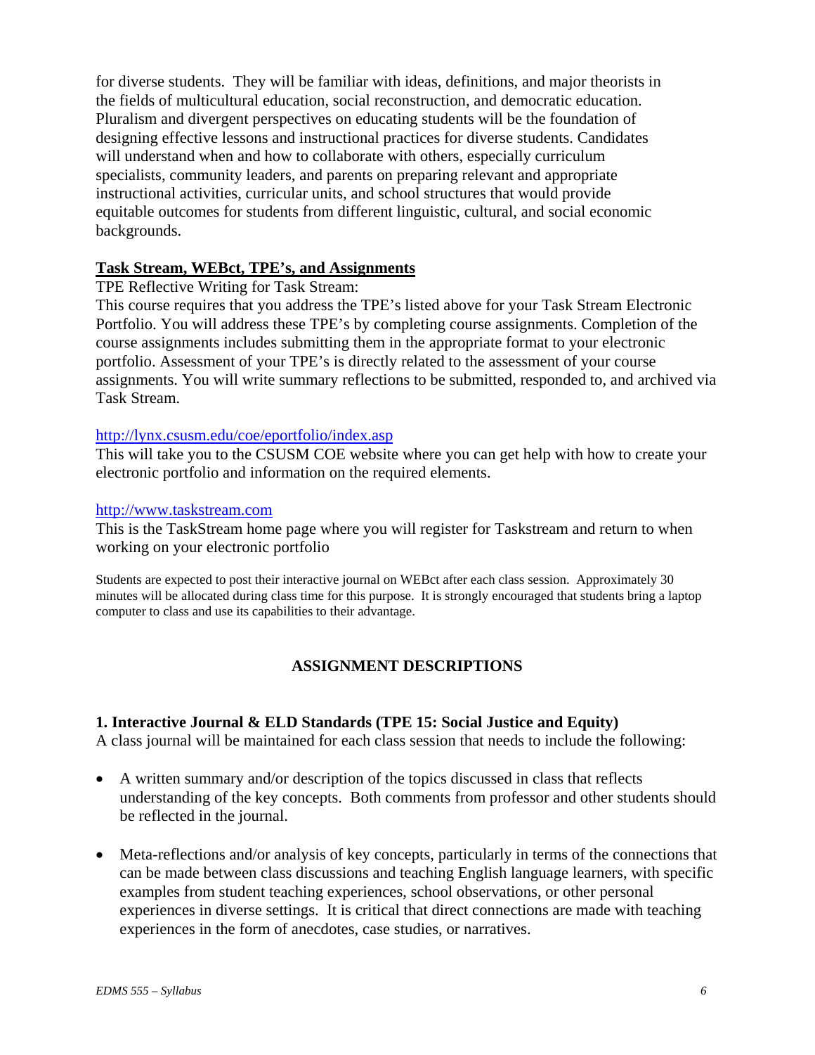for diverse students. They will be familiar with ideas, definitions, and major theorists in the fields of multicultural education, social reconstruction, and democratic education. Pluralism and divergent perspectives on educating students will be the foundation of designing effective lessons and instructional practices for diverse students. Candidates will understand when and how to collaborate with others, especially curriculum specialists, community leaders, and parents on preparing relevant and appropriate instructional activities, curricular units, and school structures that would provide equitable outcomes for students from different linguistic, cultural, and social economic backgrounds.

**Task Stream, WEBct, TPE's, and Assignments**

TPE Reflective Writing for Task Stream:

This course requires that you address the TPE's listed above for your Task Stream Electronic Portfolio. You will address these TPE's by completing course assignments. Completion of the course assignments includes submitting them in the appropriate format to your electronic portfolio. Assessment of your TPE's is directly related to the assessment of your course assignments. You will write summary reflections to be submitted, responded to, and archived via Task Stream.

http://lynx.csusm.edu/coe/eportfolio/index.asp

This will take you to the CSUSM COE website where you can get help with how to create your electronic portfolio and information on the required elements.

http://www.taskstream.com

This is the TaskStream home page where you will register for Taskstream and return to when working on your electronic portfolio

Students are expected to post their interactive journal on WEBct after each class session. Approximately 30 minutes will be allocated during class time for this purpose. It is strongly encouraged that students bring a laptop computer to class and use its capabilities to their advantage.

## ASSIGNMENT DESCRIPTIONS

### 1. Interactive Journal & ELD Standards (TPE 15: Social Justice and Equity)

A class journal will be maintained for each class session that needs to include the following:

- A written summary and/or description of the topics discussed in class that reflects understanding of the key concepts. Both comments from professor and other students should be reflected in the journal.
- Meta-reflections and/or analysis of key concepts, particularly in terms of the connections that can be made between class discussions and teaching English language learners, with specific examples from student teaching experiences, school observations, or other personal experiences in diverse settings. It is critical that direct connections are made with teaching experiences in the form of anecdotes, case studies, or narratives.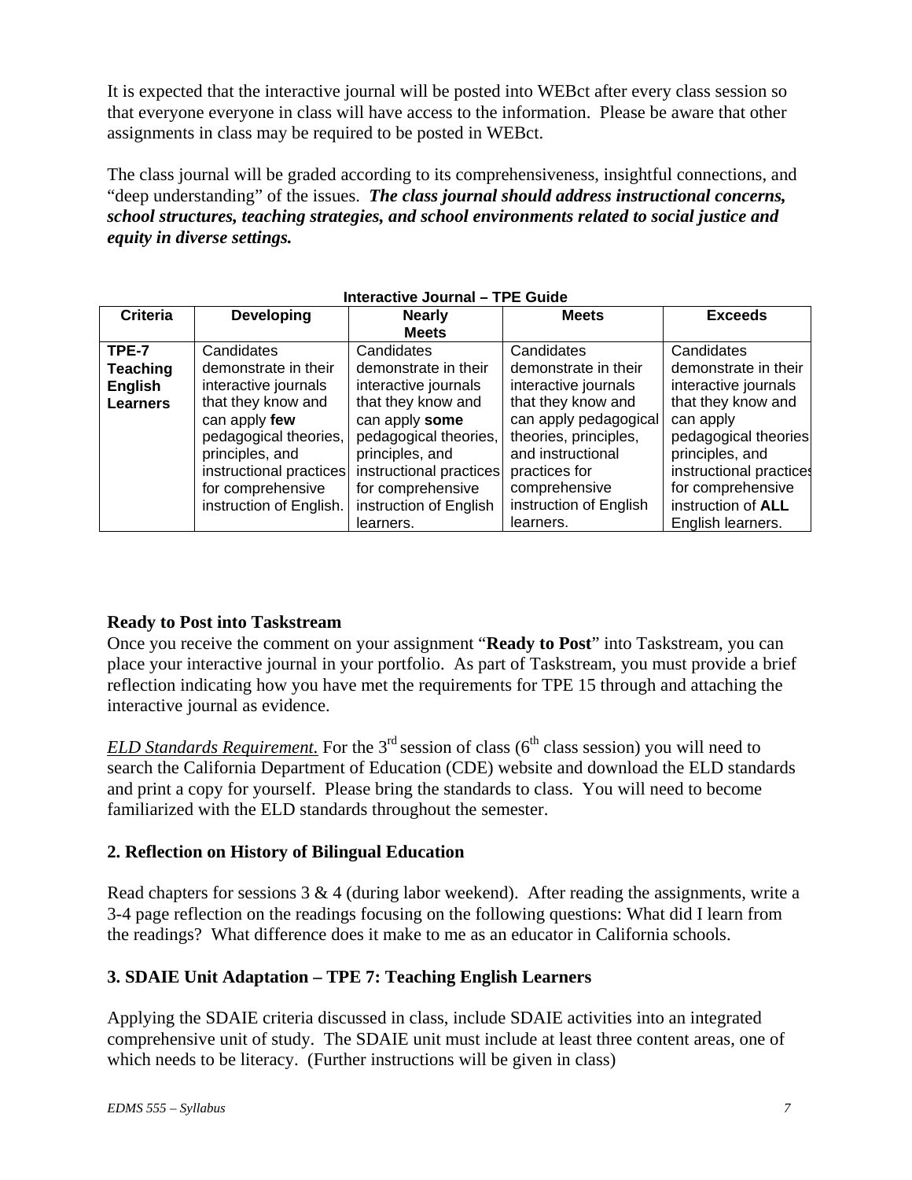It is expected that the interactive journal will be posted into WEBct after every class session so that everyone everyone in class will have access to the information. Please be aware that other assignments in class may be required to be posted in WEBct.

The class journal will be graded according to its comprehensiveness, insightful connections, and "deep understanding" of the issues. ***The class journal should address instructional concerns, school structures, teaching strategies, and school environments related to social justice and equity in diverse settings.***

**Interactive Journal – TPE Guide**

| Criteria | Developing | Nearly Meets | Meets | Exceeds |
|---|---|---|---|---|
| **TPE-7 Teaching English Learners** | Candidates demonstrate in their interactive journals that they know and can apply **few** pedagogical theories, principles, and instructional practices for comprehensive instruction of English. | Candidates demonstrate in their interactive journals that they know and can apply **some** pedagogical theories, principles, and instructional practices for comprehensive instruction of English learners. | Candidates demonstrate in their interactive journals that they know and can apply pedagogical theories, principles, and instructional practices for comprehensive instruction of English learners. | Candidates demonstrate in their interactive journals that they know and can apply pedagogical theories principles, and instructional practices for comprehensive instruction of **ALL** English learners. |

**Ready to Post into Taskstream**
Once you receive the comment on your assignment "**Ready to Post**" into Taskstream, you can place your interactive journal in your portfolio. As part of Taskstream, you must provide a brief reflection indicating how you have met the requirements for TPE 15 through and attaching the interactive journal as evidence.

*ELD Standards Requirement.* For the 3rd session of class (6th class session) you will need to search the California Department of Education (CDE) website and download the ELD standards and print a copy for yourself. Please bring the standards to class. You will need to become familiarized with the ELD standards throughout the semester.

### 2. Reflection on History of Bilingual Education

Read chapters for sessions 3 & 4 (during labor weekend). After reading the assignments, write a 3-4 page reflection on the readings focusing on the following questions: What did I learn from the readings? What difference does it make to me as an educator in California schools.

### 3. SDAIE Unit Adaptation – TPE 7: Teaching English Learners

Applying the SDAIE criteria discussed in class, include SDAIE activities into an integrated comprehensive unit of study. The SDAIE unit must include at least three content areas, one of which needs to be literacy. (Further instructions will be given in class)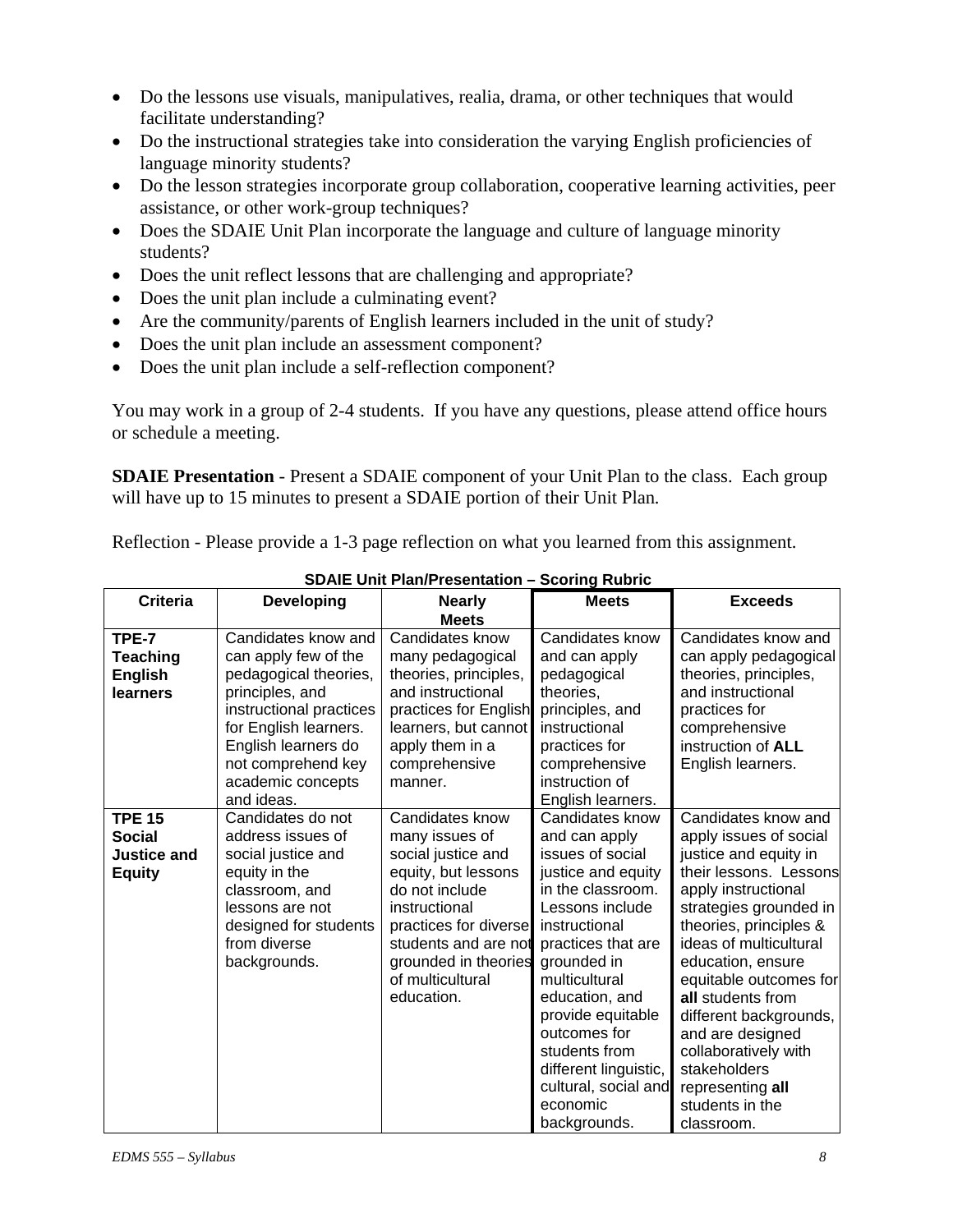- Do the lessons use visuals, manipulatives, realia, drama, or other techniques that would facilitate understanding?
- Do the instructional strategies take into consideration the varying English proficiencies of language minority students?
- Do the lesson strategies incorporate group collaboration, cooperative learning activities, peer assistance, or other work-group techniques?
- Does the SDAIE Unit Plan incorporate the language and culture of language minority students?
- Does the unit reflect lessons that are challenging and appropriate?
- Does the unit plan include a culminating event?
- Are the community/parents of English learners included in the unit of study?
- Does the unit plan include an assessment component?
- Does the unit plan include a self-reflection component?

You may work in a group of 2-4 students. If you have any questions, please attend office hours or schedule a meeting.

**SDAIE Presentation** - Present a SDAIE component of your Unit Plan to the class. Each group will have up to 15 minutes to present a SDAIE portion of their Unit Plan.

Reflection - Please provide a 1-3 page reflection on what you learned from this assignment.

**SDAIE Unit Plan/Presentation – Scoring Rubric**

| Criteria | Developing | Nearly Meets | Meets | Exceeds |
|---|---|---|---|---|
| **TPE-7 Teaching English learners** | Candidates know and can apply few of the pedagogical theories, principles, and instructional practices for English learners. English learners do not comprehend key academic concepts and ideas. | Candidates know many pedagogical theories, principles, and instructional practices for English learners, but cannot apply them in a comprehensive manner. | Candidates know and can apply pedagogical theories, principles, and instructional practices for comprehensive instruction of English learners. | Candidates know and can apply pedagogical theories, principles, and instructional practices for comprehensive instruction of **ALL** English learners. |
| **TPE 15 Social Justice and Equity** | Candidates do not address issues of social justice and equity in the classroom, and lessons are not designed for students from diverse backgrounds. | Candidates know many issues of social justice and equity, but lessons do not include instructional practices for diverse students and are not grounded in theories of multicultural education. | Candidates know and can apply issues of social justice and equity in the classroom. Lessons include instructional practices that are grounded in multicultural education, and provide equitable outcomes for students from different linguistic, cultural, social and economic backgrounds. | Candidates know and apply issues of social justice and equity in their lessons. Lessons apply instructional strategies grounded in theories, principles & ideas of multicultural education, ensure equitable outcomes for **all** students from different backgrounds, and are designed collaboratively with stakeholders representing **all** students in the classroom. |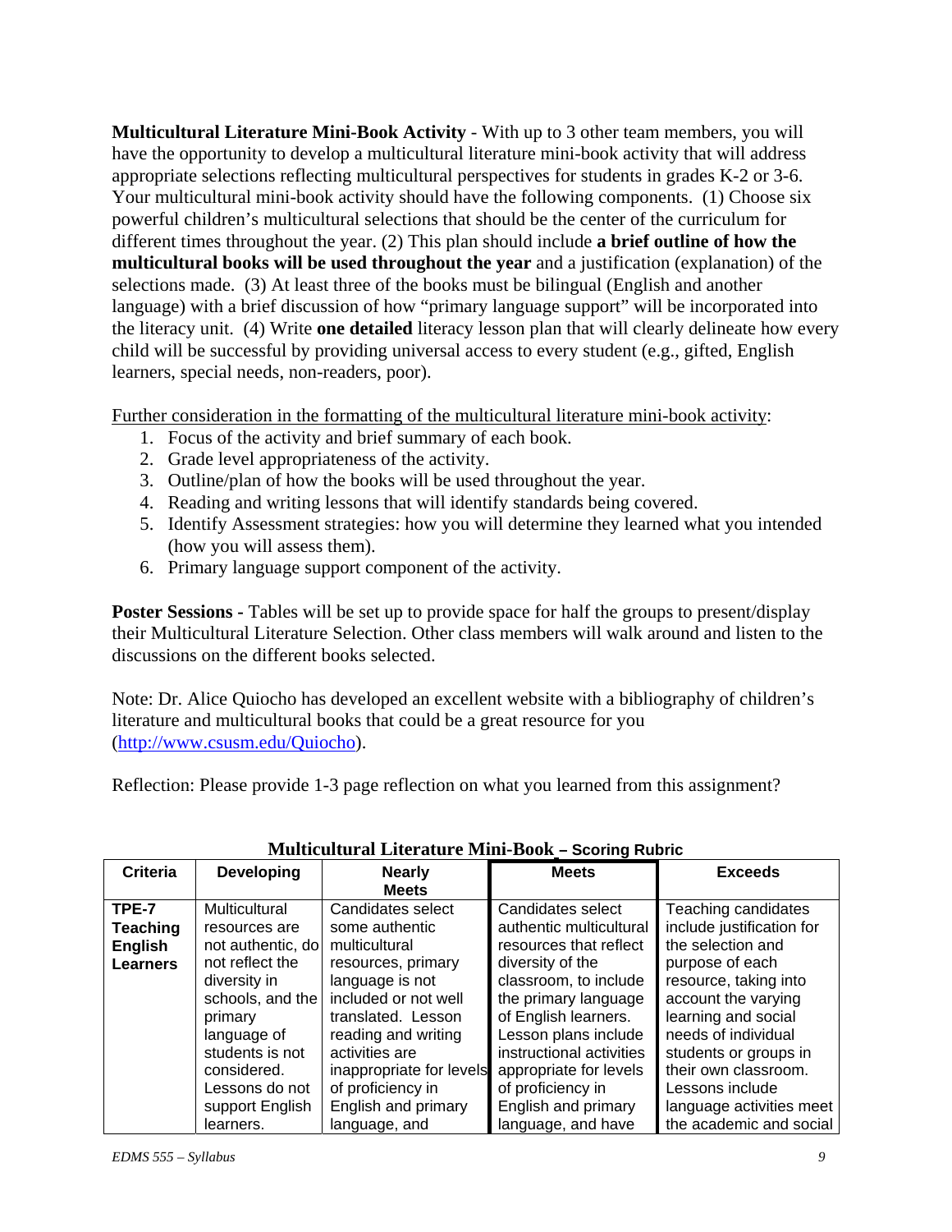**Multicultural Literature Mini-Book Activity** - With up to 3 other team members, you will have the opportunity to develop a multicultural literature mini-book activity that will address appropriate selections reflecting multicultural perspectives for students in grades K-2 or 3-6. Your multicultural mini-book activity should have the following components. (1) Choose six powerful children's multicultural selections that should be the center of the curriculum for different times throughout the year. (2) This plan should include **a brief outline of how the multicultural books will be used throughout the year** and a justification (explanation) of the selections made. (3) At least three of the books must be bilingual (English and another language) with a brief discussion of how "primary language support" will be incorporated into the literacy unit. (4) Write **one detailed** literacy lesson plan that will clearly delineate how every child will be successful by providing universal access to every student (e.g., gifted, English learners, special needs, non-readers, poor).

Further consideration in the formatting of the multicultural literature mini-book activity:

1. Focus of the activity and brief summary of each book.
2. Grade level appropriateness of the activity.
3. Outline/plan of how the books will be used throughout the year.
4. Reading and writing lessons that will identify standards being covered.
5. Identify Assessment strategies: how you will determine they learned what you intended (how you will assess them).
6. Primary language support component of the activity.

**Poster Sessions -** Tables will be set up to provide space for half the groups to present/display their Multicultural Literature Selection. Other class members will walk around and listen to the discussions on the different books selected.

Note: Dr. Alice Quiocho has developed an excellent website with a bibliography of children's literature and multicultural books that could be a great resource for you (http://www.csusm.edu/Quiocho).

Reflection: Please provide 1-3 page reflection on what you learned from this assignment?

**Multicultural Literature Mini-Book – Scoring Rubric**

| Criteria | Developing | Nearly Meets | Meets | Exceeds |
|---|---|---|---|---|
| **TPE-7 Teaching English Learners** | Multicultural resources are not authentic, do not reflect the diversity in schools, and the primary language of students is not considered. Lessons do not support English learners. | Candidates select some authentic multicultural resources, primary language is not included or not well translated. Lesson reading and writing activities are inappropriate for levels of proficiency in English and primary language, and | Candidates select authentic multicultural resources that reflect diversity of the classroom, to include the primary language of English learners. Lesson plans include instructional activities appropriate for levels of proficiency in English and primary language, and have | Teaching candidates include justification for the selection and purpose of each resource, taking into account the varying learning and social needs of individual students or groups in their own classroom. Lessons include language activities meet the academic and social |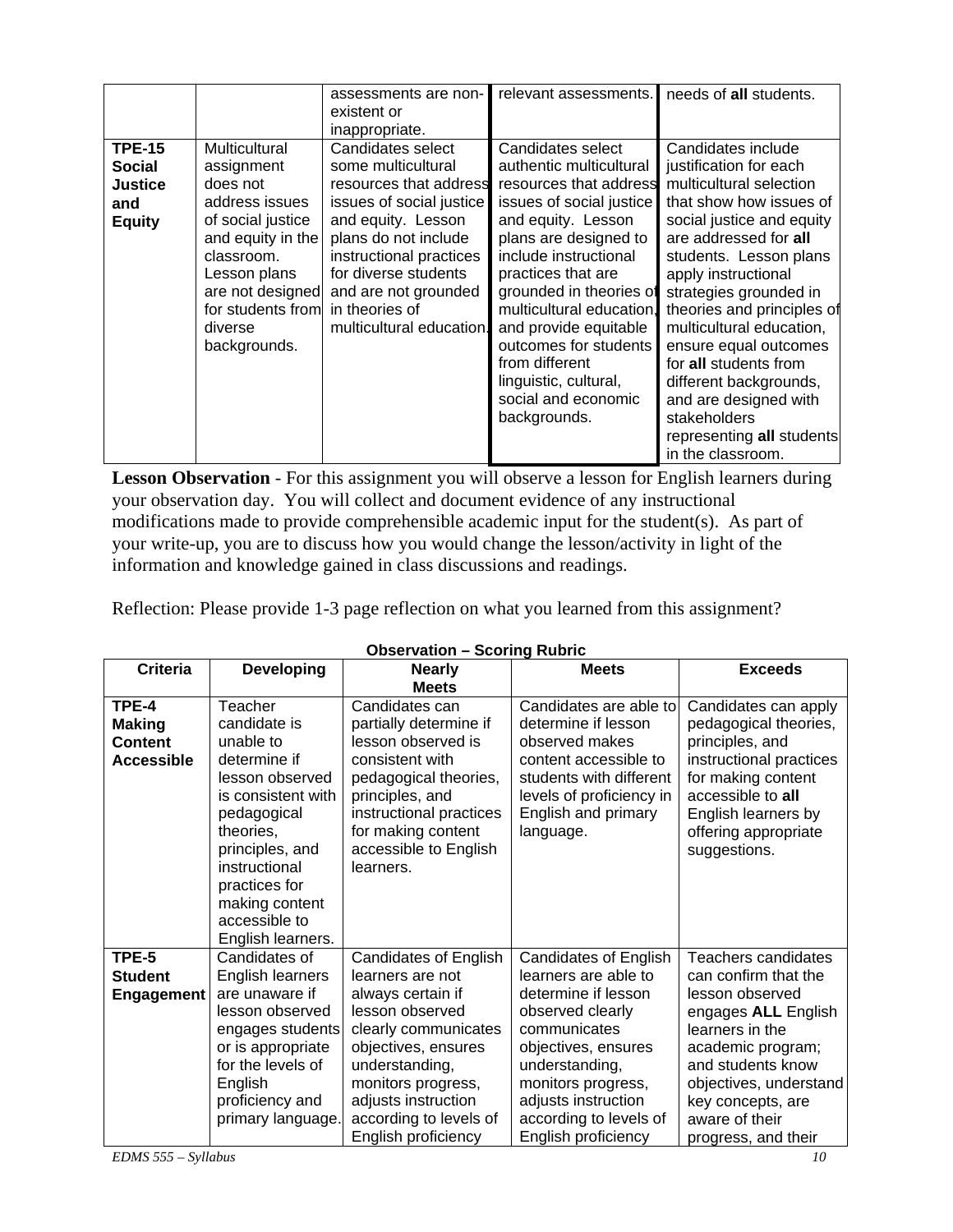| | | | | |
|---|---|---|---|---|
| | | assessments are non-existent or inappropriate. | relevant assessments. | needs of **all** students. |
| **TPE-15 Social Justice and Equity** | Multicultural assignment does not address issues of social justice and equity in the classroom. Lesson plans are not designed for students from diverse backgrounds. | Candidates select some multicultural resources that address issues of social justice and equity. Lesson plans do not include instructional practices for diverse students and are not grounded in theories of multicultural education. | Candidates select authentic multicultural resources that address issues of social justice and equity. Lesson plans are designed to include instructional practices that are grounded in theories of multicultural education, and provide equitable outcomes for students from different linguistic, cultural, social and economic backgrounds. | Candidates include justification for each multicultural selection that show how issues of social justice and equity are addressed for **all** students. Lesson plans apply instructional strategies grounded in theories and principles of multicultural education, ensure equal outcomes for **all** students from different backgrounds, and are designed with stakeholders representing **all** students in the classroom. |

**Lesson Observation** - For this assignment you will observe a lesson for English learners during your observation day. You will collect and document evidence of any instructional modifications made to provide comprehensible academic input for the student(s). As part of your write-up, you are to discuss how you would change the lesson/activity in light of the information and knowledge gained in class discussions and readings.

Reflection: Please provide 1-3 page reflection on what you learned from this assignment?

**Observation – Scoring Rubric**

| Criteria | Developing | Nearly Meets | Meets | Exceeds |
|---|---|---|---|---|
| **TPE-4 Making Content Accessible** | Teacher candidate is unable to determine if lesson observed is consistent with pedagogical theories, principles, and instructional practices for making content accessible to English learners. | Candidates can partially determine if lesson observed is consistent with pedagogical theories, principles, and instructional practices for making content accessible to English learners. | Candidates are able to determine if lesson observed makes content accessible to students with different levels of proficiency in English and primary language. | Candidates can apply pedagogical theories, principles, and instructional practices for making content accessible to **all** English learners by offering appropriate suggestions. |
| **TPE-5 Student Engagement** | Candidates of English learners are unaware if lesson observed engages students or is appropriate for the levels of English proficiency and primary language. | Candidates of English learners are not always certain if lesson observed clearly communicates objectives, ensures understanding, monitors progress, adjusts instruction according to levels of English proficiency | Candidates of English learners are able to determine if lesson observed clearly communicates objectives, ensures understanding, monitors progress, adjusts instruction according to levels of English proficiency | Teachers candidates can confirm that the lesson observed engages **ALL** English learners in the academic program; and students know objectives, understand key concepts, are aware of their progress, and their |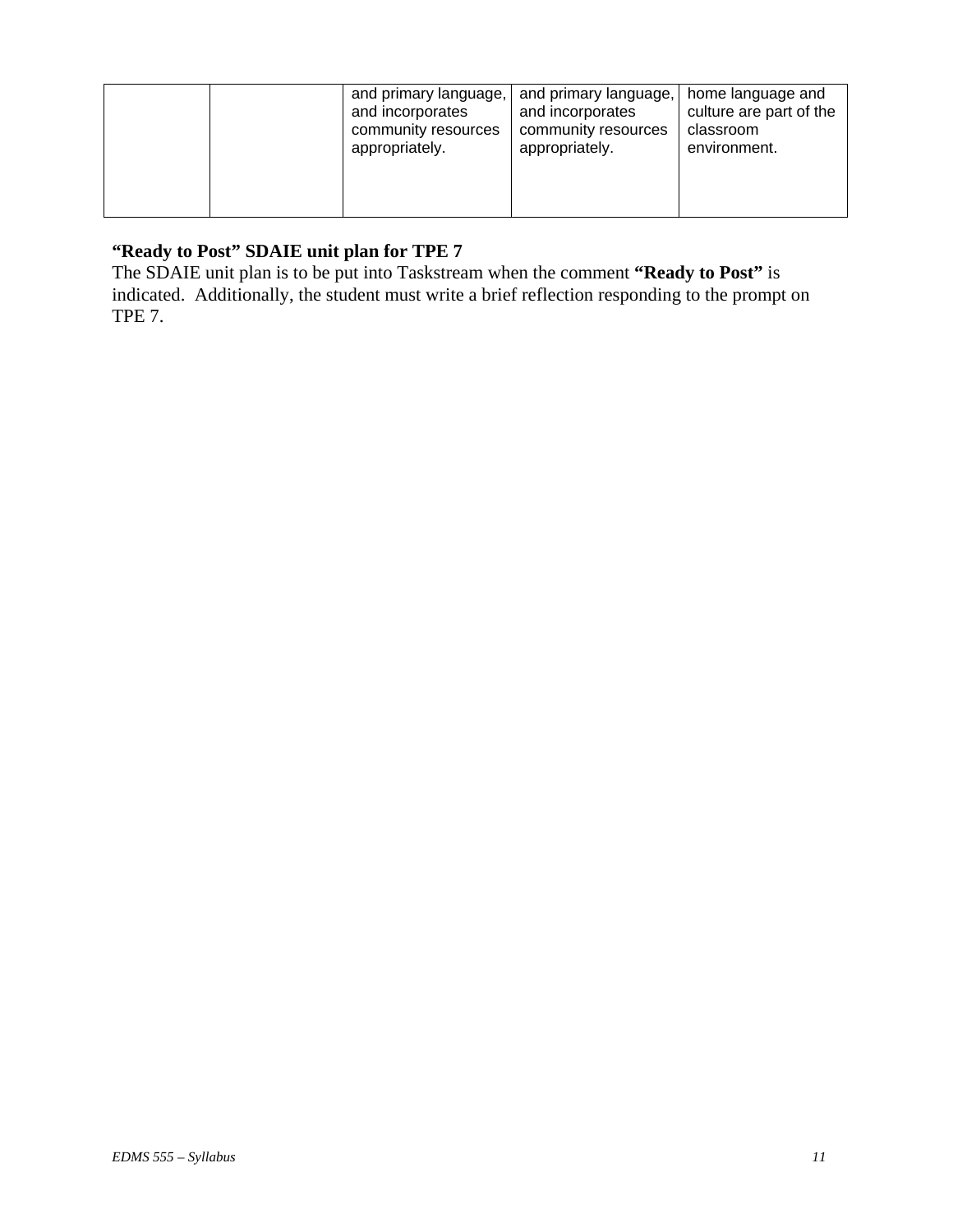| | | and primary language, and incorporates community resources appropriately. | and primary language, and incorporates community resources appropriately. | home language and culture are part of the classroom environment. |
|---|---|---|---|---|

**"Ready to Post" SDAIE unit plan for TPE 7**

The SDAIE unit plan is to be put into Taskstream when the comment **"Ready to Post"** is indicated. Additionally, the student must write a brief reflection responding to the prompt on TPE 7.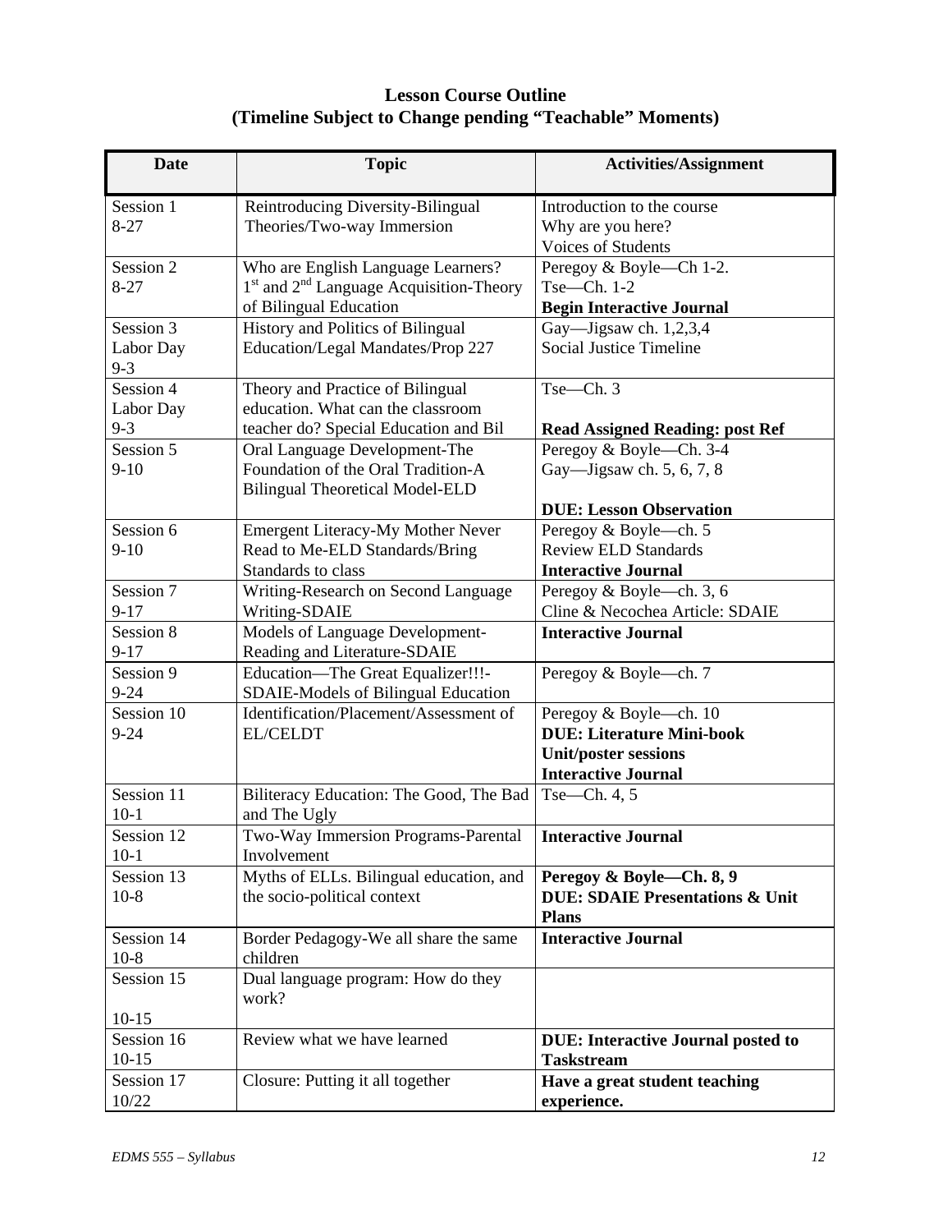**Lesson Course Outline**
**(Timeline Subject to Change pending "Teachable" Moments)**

| Date | Topic | Activities/Assignment |
|---|---|---|
| Session 1<br>8-27 | Reintroducing Diversity-Bilingual Theories/Two-way Immersion | Introduction to the course<br>Why are you here?<br>Voices of Students |
| Session 2<br>8-27 | Who are English Language Learners?<br>1st and 2nd Language Acquisition-Theory of Bilingual Education | Peregoy & Boyle—Ch 1-2.<br>Tse—Ch. 1-2<br>**Begin Interactive Journal** |
| Session 3<br>Labor Day<br>9-3 | History and Politics of Bilingual Education/Legal Mandates/Prop 227 | Gay—Jigsaw ch. 1,2,3,4<br>Social Justice Timeline |
| Session 4<br>Labor Day<br>9-3 | Theory and Practice of Bilingual education. What can the classroom teacher do? Special Education and Bil | Tse—Ch. 3<br><br>**Read Assigned Reading: post Ref** |
| Session 5<br>9-10 | Oral Language Development-The Foundation of the Oral Tradition-A Bilingual Theoretical Model-ELD | Peregoy & Boyle—Ch. 3-4<br>Gay—Jigsaw ch. 5, 6, 7, 8<br><br>**DUE: Lesson Observation** |
| Session 6<br>9-10 | Emergent Literacy-My Mother Never Read to Me-ELD Standards/Bring Standards to class | Peregoy & Boyle—ch. 5<br>Review ELD Standards<br>**Interactive Journal** |
| Session 7<br>9-17 | Writing-Research on Second Language Writing-SDAIE | Peregoy & Boyle—ch. 3, 6<br>Cline & Necochea Article: SDAIE |
| Session 8<br>9-17 | Models of Language Development-Reading and Literature-SDAIE | **Interactive Journal** |
| Session 9<br>9-24 | Education—The Great Equalizer!!!-SDAIE-Models of Bilingual Education | Peregoy & Boyle—ch. 7 |
| Session 10<br>9-24 | Identification/Placement/Assessment of EL/CELDT | Peregoy & Boyle—ch. 10<br>**DUE: Literature Mini-book Unit/poster sessions**<br>**Interactive Journal** |
| Session 11<br>10-1 | Biliteracy Education: The Good, The Bad and The Ugly | Tse—Ch. 4, 5 |
| Session 12<br>10-1 | Two-Way Immersion Programs-Parental Involvement | **Interactive Journal** |
| Session 13<br>10-8 | Myths of ELLs. Bilingual education, and the socio-political context | **Peregoy & Boyle—Ch. 8, 9**<br>**DUE: SDAIE Presentations & Unit Plans** |
| Session 14<br>10-8 | Border Pedagogy-We all share the same children | **Interactive Journal** |
| Session 15<br><br>10-15 | Dual language program: How do they work? | |
| Session 16<br>10-15 | Review what we have learned | **DUE: Interactive Journal posted to Taskstream** |
| Session 17<br>10/22 | Closure: Putting it all together | **Have a great student teaching experience.** |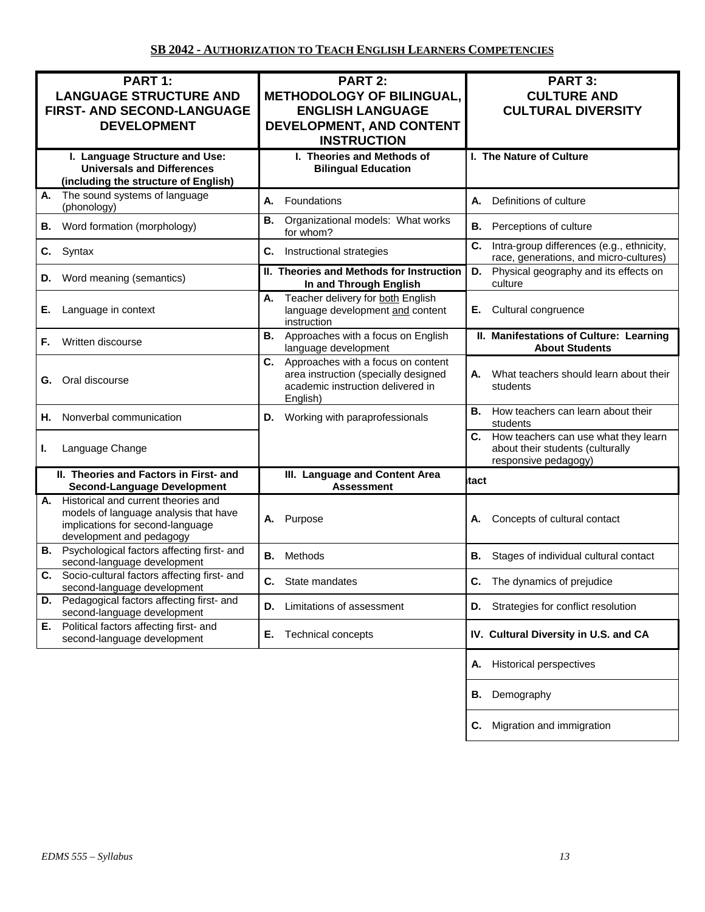## SB 2042 - AUTHORIZATION TO TEACH ENGLISH LEARNERS COMPETENCIES

| PART 1: LANGUAGE STRUCTURE AND FIRST- AND SECOND-LANGUAGE DEVELOPMENT | PART 2: METHODOLOGY OF BILINGUAL, ENGLISH LANGUAGE DEVELOPMENT, AND CONTENT INSTRUCTION | PART 3: CULTURE AND CULTURAL DIVERSITY |
|---|---|---|
| **I. Language Structure and Use: Universals and Differences (including the structure of English)** | **I. Theories and Methods of Bilingual Education** | **I. The Nature of Culture** |
| **A.** The sound systems of language (phonology) | **A.** Foundations | **A.** Definitions of culture |
| **B.** Word formation (morphology) | **B.** Organizational models: What works for whom? | **B.** Perceptions of culture |
| **C.** Syntax | **C.** Instructional strategies | **C.** Intra-group differences (e.g., ethnicity, race, generations, and micro-cultures) |
| **D.** Word meaning (semantics) | **II. Theories and Methods for Instruction In and Through English** | **D.** Physical geography and its effects on culture |
| **E.** Language in context | **A.** Teacher delivery for both English language development and content instruction | **E.** Cultural congruence |
| **F.** Written discourse | **B.** Approaches with a focus on English language development | **II. Manifestations of Culture: Learning About Students** |
| **G.** Oral discourse | **C.** Approaches with a focus on content area instruction (specially designed academic instruction delivered in English) | **A.** What teachers should learn about their students |
| **H.** Nonverbal communication | **D.** Working with paraprofessionals | **B.** How teachers can learn about their students |
| **I.** Language Change | | **C.** How teachers can use what they learn about their students (culturally responsive pedagogy) |
| **II. Theories and Factors in First- and Second-Language Development** | **III. Language and Content Area Assessment** | **tact** |
| **A.** Historical and current theories and models of language analysis that have implications for second-language development and pedagogy | **A.** Purpose | **A.** Concepts of cultural contact |
| **B.** Psychological factors affecting first- and second-language development | **B.** Methods | **B.** Stages of individual cultural contact |
| **C.** Socio-cultural factors affecting first- and second-language development | **C.** State mandates | **C.** The dynamics of prejudice |
| **D.** Pedagogical factors affecting first- and second-language development | **D.** Limitations of assessment | **D.** Strategies for conflict resolution |
| **E.** Political factors affecting first- and second-language development | **E.** Technical concepts | **IV. Cultural Diversity in U.S. and CA** |
| | | **A.** Historical perspectives |
| | | **B.** Demography |
| | | **C.** Migration and immigration |